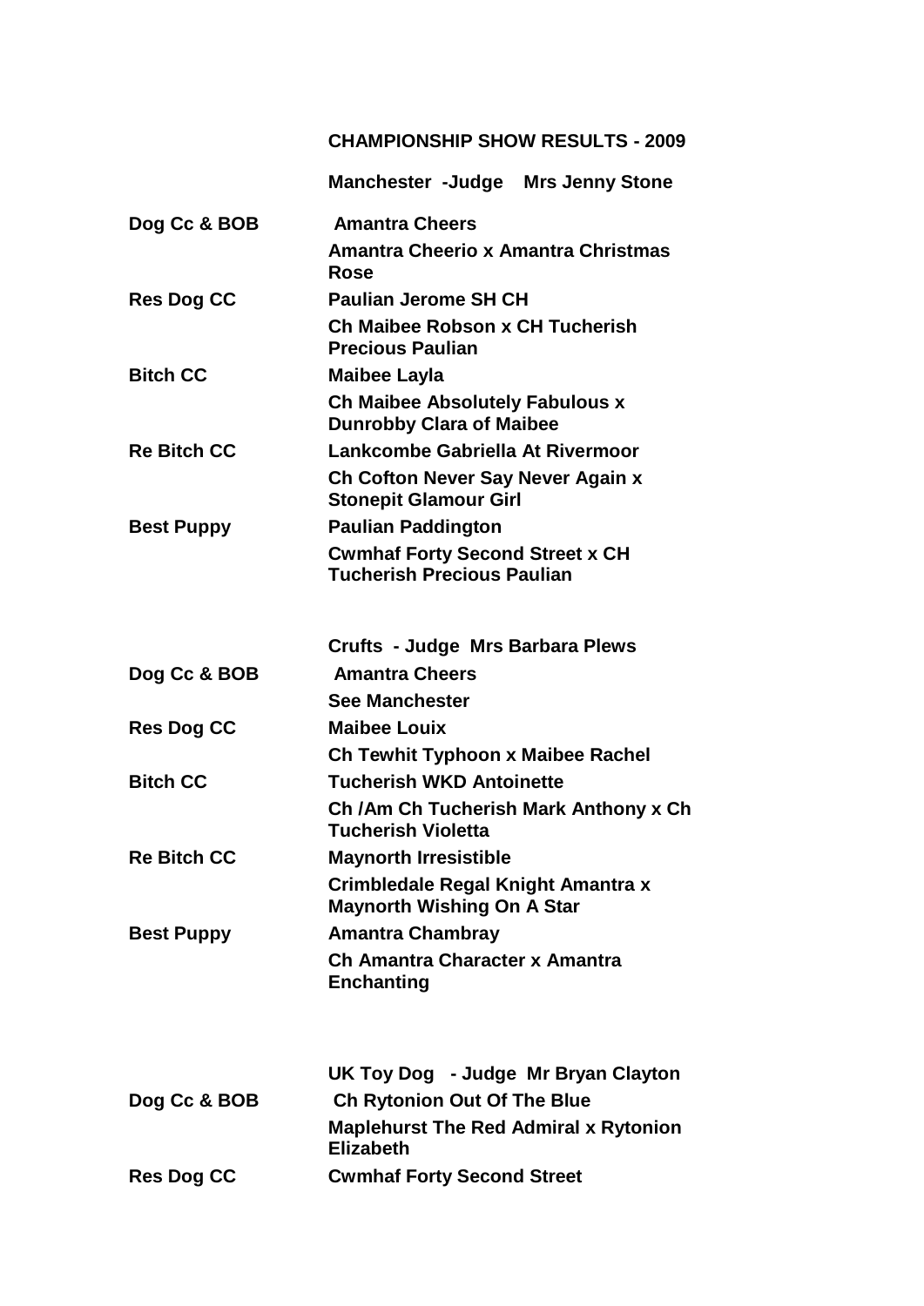# CHAMPIONSHIP SHOW RESULTS - 2009

## Manchester -Judge Mrs Jenny Stone

| | |
|---|---|
| Dog Cc & BOB | Amantra Cheers |
| | Amantra Cheerio x Amantra Christmas Rose |
| Res Dog CC | Paulian Jerome SH CH |
| | Ch Maibee Robson x CH Tucherish Precious Paulian |
| Bitch CC | Maibee Layla |
| | Ch Maibee Absolutely Fabulous x Dunrobby Clara of Maibee |
| Re Bitch CC | Lankcombe Gabriella At Rivermoor |
| | Ch Cofton Never Say Never Again x Stonepit Glamour Girl |
| Best Puppy | Paulian Paddington |
| | Cwmhaf Forty Second Street x CH Tucherish Precious Paulian |

## Crufts - Judge Mrs Barbara Plews

| | |
|---|---|
| Dog Cc & BOB | Amantra Cheers |
| | See Manchester |
| Res Dog CC | Maibee Louix |
| | Ch Tewhit Typhoon x Maibee Rachel |
| Bitch CC | Tucherish WKD Antoinette |
| | Ch /Am Ch Tucherish Mark Anthony x Ch Tucherish Violetta |
| Re Bitch CC | Maynorth Irresistible |
| | Crimbledale Regal Knight Amantra x Maynorth Wishing On A Star |
| Best Puppy | Amantra Chambray |
| | Ch Amantra Character x Amantra Enchanting |

## UK Toy Dog - Judge Mr Bryan Clayton

| | |
|---|---|
| Dog Cc & BOB | Ch Rytonion Out Of The Blue |
| | Maplehurst The Red Admiral x Rytonion Elizabeth |
| Res Dog CC | Cwmhaf Forty Second Street |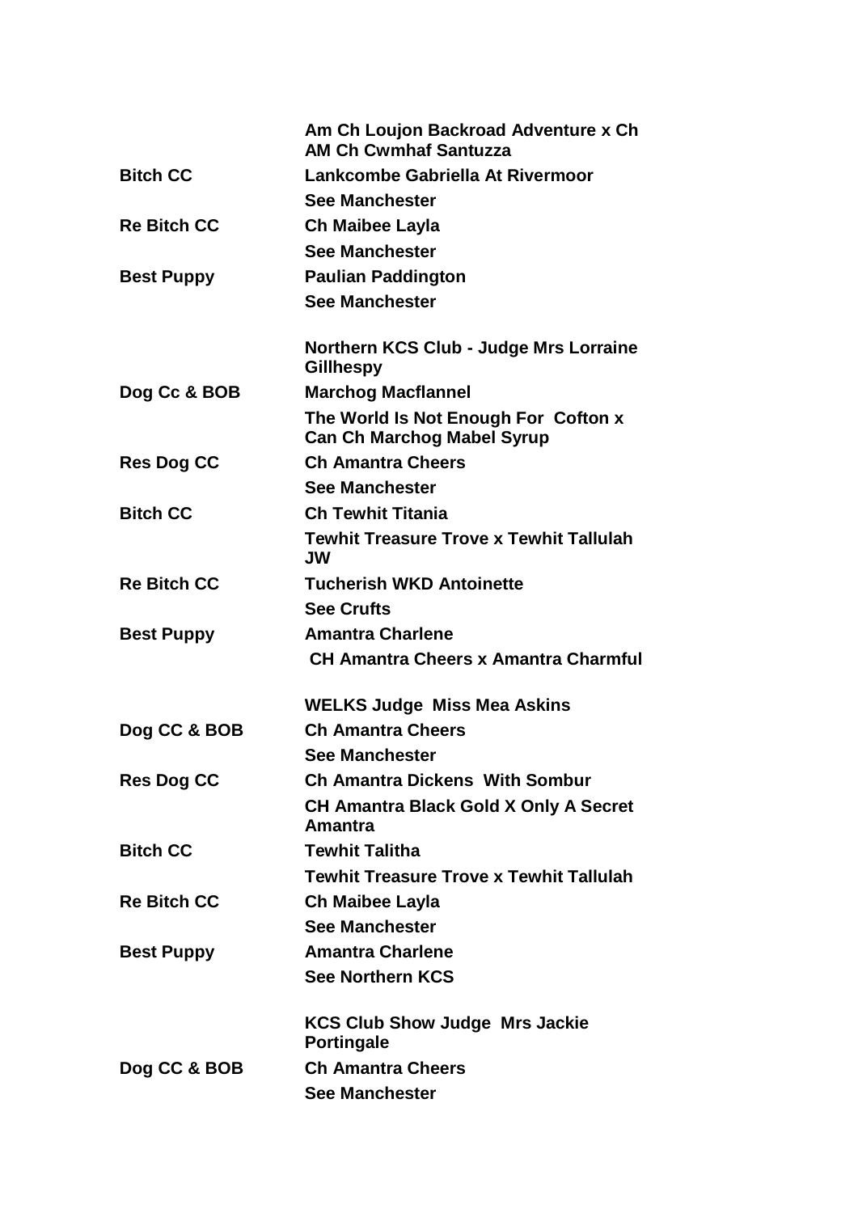| | |
|---|---|
| | **Am Ch Loujon Backroad Adventure x Ch AM Ch Cwmhaf Santuzza** |
| **Bitch CC** | **Lankcombe Gabriella At Rivermoor** |
| | **See Manchester** |
| **Re Bitch CC** | **Ch Maibee Layla** |
| | **See Manchester** |
| **Best Puppy** | **Paulian Paddington** |
| | **See Manchester** |
| | |
| | **Northern KCS Club - Judge Mrs Lorraine Gillhespy** |
| **Dog Cc & BOB** | **Marchog Macflannel** |
| | **The World Is Not Enough For Cofton x Can Ch Marchog Mabel Syrup** |
| **Res Dog CC** | **Ch Amantra Cheers** |
| | **See Manchester** |
| **Bitch CC** | **Ch Tewhit Titania** |
| | **Tewhit Treasure Trove x Tewhit Tallulah JW** |
| **Re Bitch CC** | **Tucherish WKD Antoinette** |
| | **See Crufts** |
| **Best Puppy** | **Amantra Charlene** |
| | **CH Amantra Cheers x Amantra Charmful** |
| | |
| | **WELKS Judge Miss Mea Askins** |
| **Dog CC & BOB** | **Ch Amantra Cheers** |
| | **See Manchester** |
| **Res Dog CC** | **Ch Amantra Dickens With Sombur** |
| | **CH Amantra Black Gold X Only A Secret Amantra** |
| **Bitch CC** | **Tewhit Talitha** |
| | **Tewhit Treasure Trove x Tewhit Tallulah** |
| **Re Bitch CC** | **Ch Maibee Layla** |
| | **See Manchester** |
| **Best Puppy** | **Amantra Charlene** |
| | **See Northern KCS** |
| | |
| | **KCS Club Show Judge Mrs Jackie Portingale** |
| **Dog CC & BOB** | **Ch Amantra Cheers** |
| | **See Manchester** |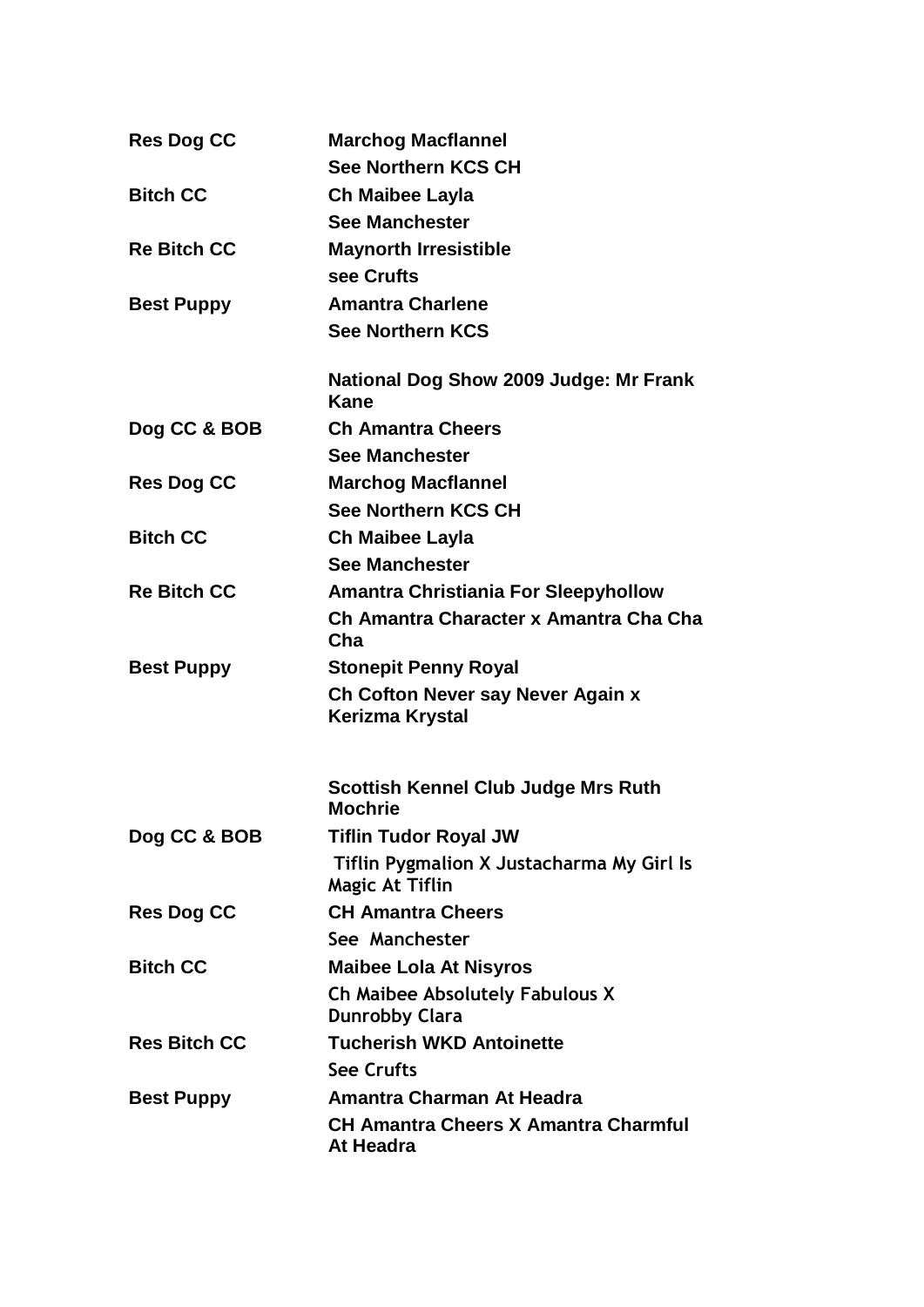| | |
|---|---|
| **Res Dog CC** | **Marchog Macflannel** |
| | **See Northern KCS CH** |
| **Bitch CC** | **Ch Maibee Layla** |
| | **See Manchester** |
| **Re Bitch CC** | **Maynorth Irresistible** |
| | **see Crufts** |
| **Best Puppy** | **Amantra Charlene** |
| | **See Northern KCS** |

**National Dog Show 2009 Judge: Mr Frank Kane**

| | |
|---|---|
| **Dog CC & BOB** | **Ch Amantra Cheers** |
| | **See Manchester** |
| **Res Dog CC** | **Marchog Macflannel** |
| | **See Northern KCS CH** |
| **Bitch CC** | **Ch Maibee Layla** |
| | **See Manchester** |
| **Re Bitch CC** | **Amantra Christiania For Sleepyhollow** |
| | **Ch Amantra Character x Amantra Cha Cha Cha** |
| **Best Puppy** | **Stonepit Penny Royal** |
| | **Ch Cofton Never say Never Again x Kerizma Krystal** |

**Scottish Kennel Club Judge Mrs Ruth Mochrie**

| | |
|---|---|
| **Dog CC & BOB** | **Tiflin Tudor Royal JW** |
| | **Tiflin Pygmalion X Justacharma My Girl Is Magic At Tiflin** |
| **Res Dog CC** | **CH Amantra Cheers** |
| | **See Manchester** |
| **Bitch CC** | **Maibee Lola At Nisyros** |
| | **Ch Maibee Absolutely Fabulous X Dunrobby Clara** |
| **Res Bitch CC** | **Tucherish WKD Antoinette** |
| | **See Crufts** |
| **Best Puppy** | **Amantra Charman At Headra** |
| | **CH Amantra Cheers X Amantra Charmful At Headra** |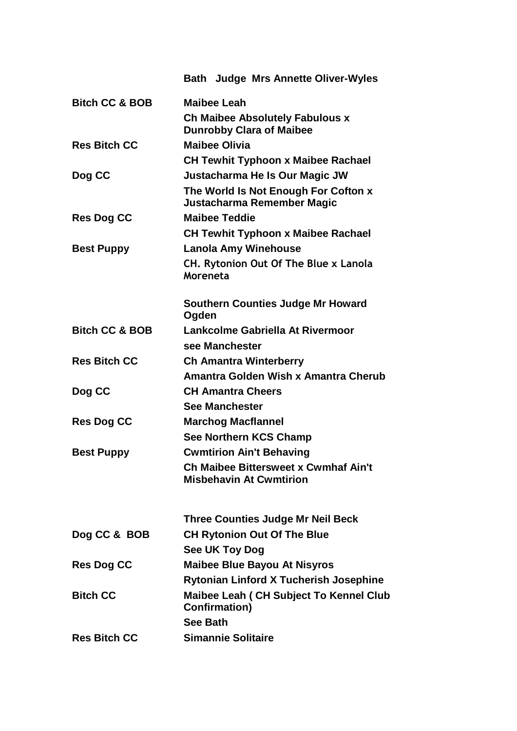## Bath Judge Mrs Annette Oliver-Wyles

| | |
|---|---|
| **Bitch CC & BOB** | **Maibee Leah** |
| | **Ch Maibee Absolutely Fabulous x Dunrobby Clara of Maibee** |
| **Res Bitch CC** | **Maibee Olivia** |
| | **CH Tewhit Typhoon x Maibee Rachael** |
| **Dog CC** | **Justacharma He Is Our Magic JW** |
| | **The World Is Not Enough For Cofton x Justacharma Remember Magic** |
| **Res Dog CC** | **Maibee Teddie** |
| | **CH Tewhit Typhoon x Maibee Rachael** |
| **Best Puppy** | **Lanola Amy Winehouse** |
| | **CH. Rytonion Out Of The Blue x Lanola Moreneta** |

## Southern Counties Judge Mr Howard Ogden

| | |
|---|---|
| **Bitch CC & BOB** | **Lankcolme Gabriella At Rivermoor** |
| | **see Manchester** |
| **Res Bitch CC** | **Ch Amantra Winterberry** |
| | **Amantra Golden Wish x Amantra Cherub** |
| **Dog CC** | **CH Amantra Cheers** |
| | **See Manchester** |
| **Res Dog CC** | **Marchog Macflannel** |
| | **See Northern KCS Champ** |
| **Best Puppy** | **Cwmtirion Ain't Behaving** |
| | **Ch Maibee Bittersweet x Cwmhaf Ain't Misbehavin At Cwmtirion** |

## Three Counties Judge Mr Neil Beck

| | |
|---|---|
| **Dog CC & BOB** | **CH Rytonion Out Of The Blue** |
| | **See UK Toy Dog** |
| **Res Dog CC** | **Maibee Blue Bayou At Nisyros** |
| | **Rytonian Linford X Tucherish Josephine** |
| **Bitch CC** | **Maibee Leah ( CH Subject To Kennel Club Confirmation)** |
| | **See Bath** |
| **Res Bitch CC** | **Simannie Solitaire** |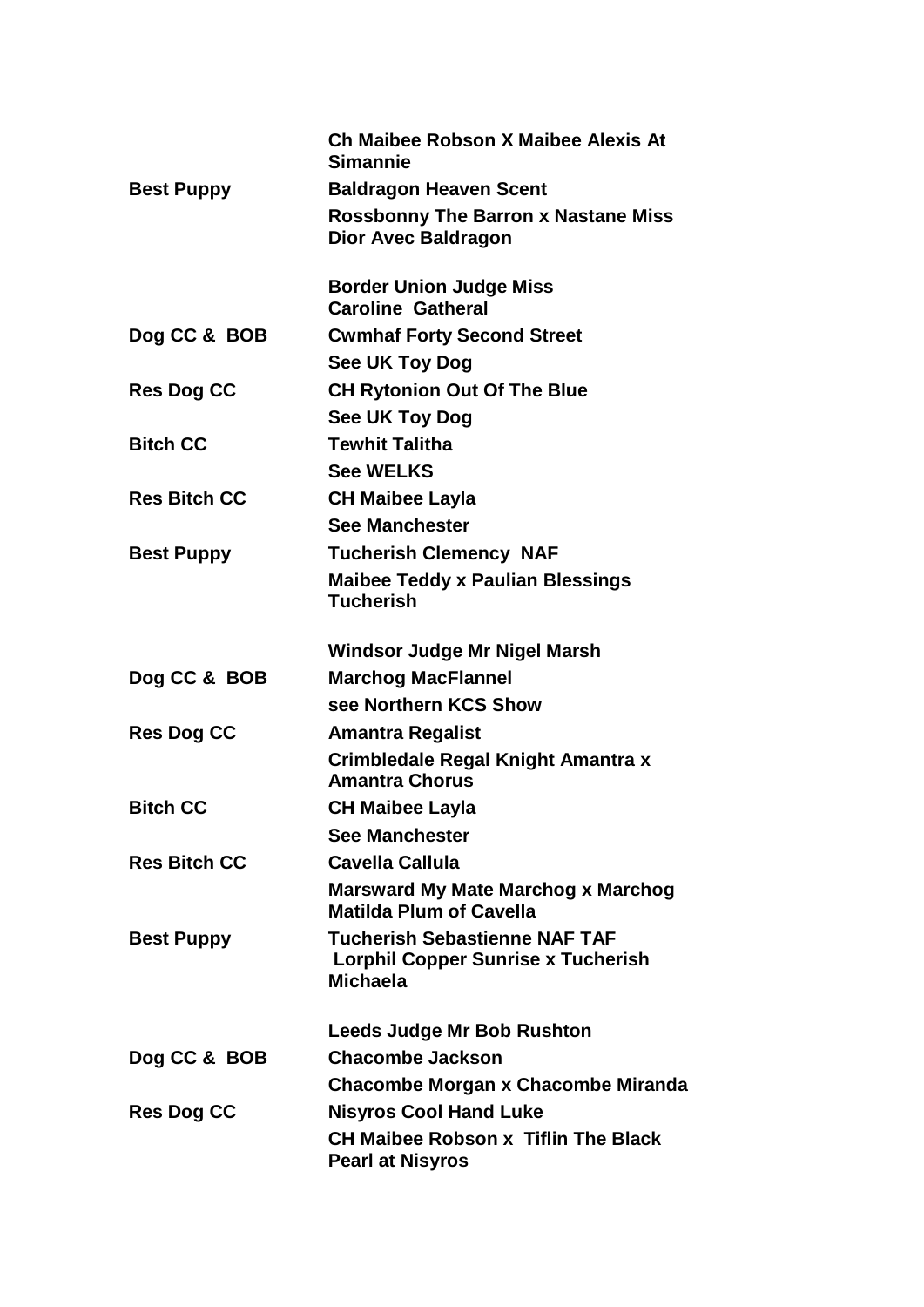| | |
|---|---|
| | **Ch Maibee Robson X Maibee Alexis At Simannie** |
| **Best Puppy** | **Baldragon Heaven Scent** |
| | **Rossbonny The Barron x Nastane Miss Dior Avec Baldragon** |

**Border Union Judge Miss Caroline Gatheral**

| | |
|---|---|
| **Dog CC & BOB** | **Cwmhaf Forty Second Street** |
| | **See UK Toy Dog** |
| **Res Dog CC** | **CH Rytonion Out Of The Blue** |
| | **See UK Toy Dog** |
| **Bitch CC** | **Tewhit Talitha** |
| | **See WELKS** |
| **Res Bitch CC** | **CH Maibee Layla** |
| | **See Manchester** |
| **Best Puppy** | **Tucherish Clemency NAF** |
| | **Maibee Teddy x Paulian Blessings Tucherish** |

**Windsor Judge Mr Nigel Marsh**

| | |
|---|---|
| **Dog CC & BOB** | **Marchog MacFlannel** |
| | **see Northern KCS Show** |
| **Res Dog CC** | **Amantra Regalist** |
| | **Crimbledale Regal Knight Amantra x Amantra Chorus** |
| **Bitch CC** | **CH Maibee Layla** |
| | **See Manchester** |
| **Res Bitch CC** | **Cavella Callula** |
| | **Marsward My Mate Marchog x Marchog Matilda Plum of Cavella** |
| **Best Puppy** | **Tucherish Sebastienne NAF TAF** |
| | **Lorphil Copper Sunrise x Tucherish Michaela** |

**Leeds Judge Mr Bob Rushton**

| | |
|---|---|
| **Dog CC & BOB** | **Chacombe Jackson** |
| | **Chacombe Morgan x Chacombe Miranda** |
| **Res Dog CC** | **Nisyros Cool Hand Luke** |
| | **CH Maibee Robson x Tiflin The Black Pearl at Nisyros** |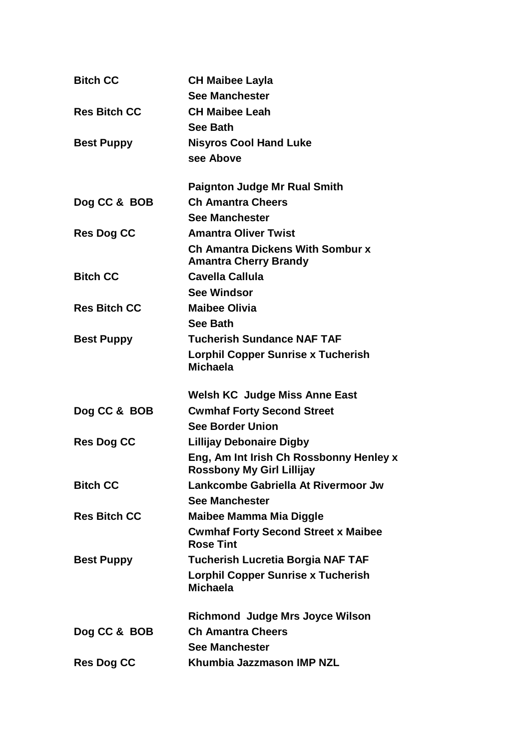**Bitch CC** **CH Maibee Layla**
**See Manchester**

**Res Bitch CC** **CH Maibee Leah**
**See Bath**

**Best Puppy** **Nisyros Cool Hand Luke**
**see Above**

**Paignton Judge Mr Rual Smith**

**Dog CC & BOB** **Ch Amantra Cheers**
**See Manchester**

**Res Dog CC** **Amantra Oliver Twist**
**Ch Amantra Dickens With Sombur x Amantra Cherry Brandy**

**Bitch CC** **Cavella Callula**
**See Windsor**

**Res Bitch CC** **Maibee Olivia**
**See Bath**

**Best Puppy** **Tucherish Sundance NAF TAF**
**Lorphil Copper Sunrise x Tucherish Michaela**

**Welsh KC Judge Miss Anne East**

**Dog CC & BOB** **Cwmhaf Forty Second Street**
**See Border Union**

**Res Dog CC** **Lillijay Debonaire Digby**
**Eng, Am Int Irish Ch Rossbonny Henley x Rossbony My Girl Lillijay**

**Bitch CC** **Lankcombe Gabriella At Rivermoor Jw**
**See Manchester**

**Res Bitch CC** **Maibee Mamma Mia Diggle**
**Cwmhaf Forty Second Street x Maibee Rose Tint**

**Best Puppy** **Tucherish Lucretia Borgia NAF TAF**
**Lorphil Copper Sunrise x Tucherish Michaela**

**Richmond Judge Mrs Joyce Wilson**

**Dog CC & BOB** **Ch Amantra Cheers**
**See Manchester**

**Res Dog CC** **Khumbia Jazzmason IMP NZL**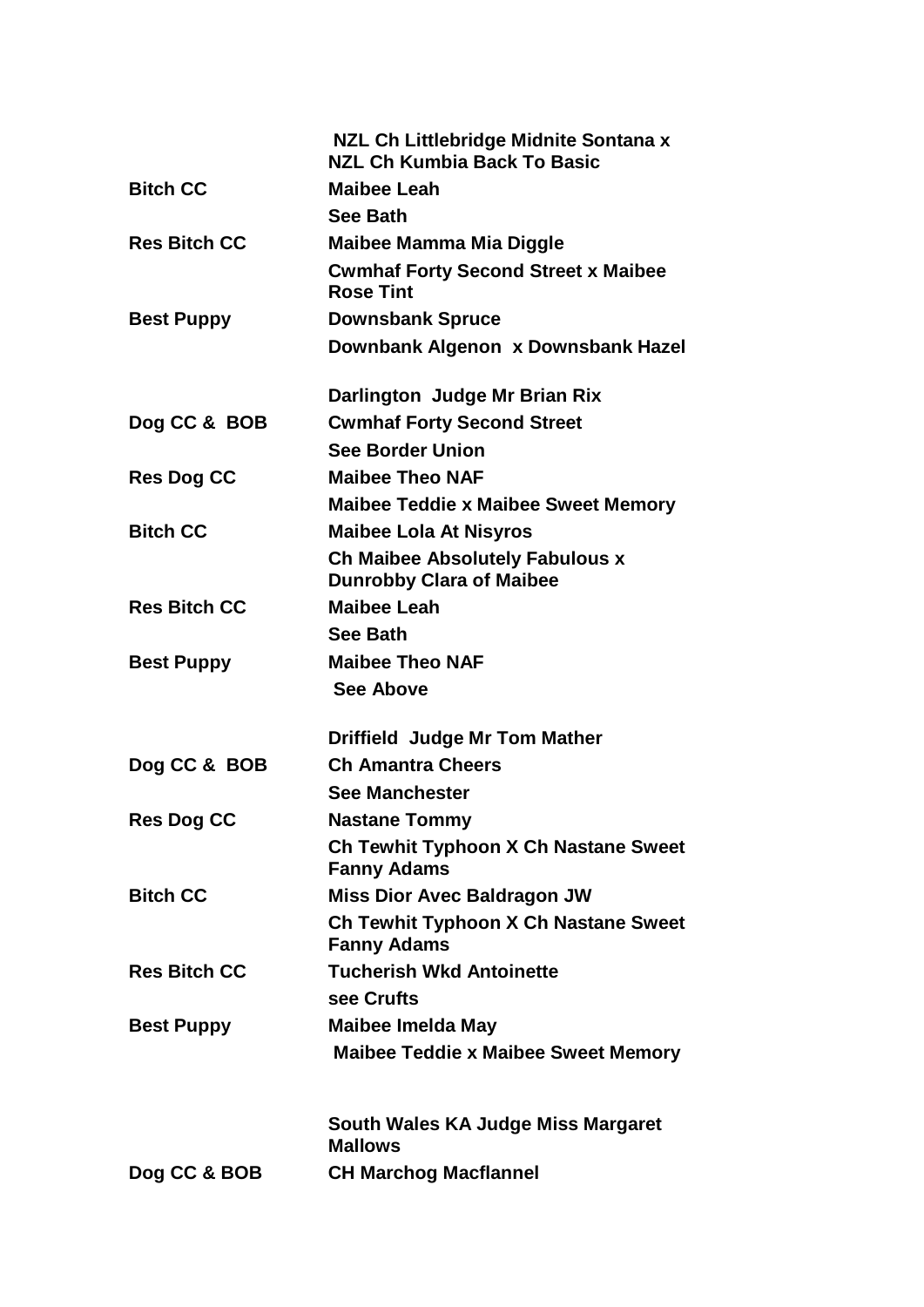| | |
|---|---|
| | **NZL Ch Littlebridge Midnite Sontana x NZL Ch Kumbia Back To Basic** |
| **Bitch CC** | **Maibee Leah** |
| | **See Bath** |
| **Res Bitch CC** | **Maibee Mamma Mia Diggle** |
| | **Cwmhaf Forty Second Street x Maibee Rose Tint** |
| **Best Puppy** | **Downsbank Spruce** |
| | **Downbank Algenon x Downsbank Hazel** |

**Darlington Judge Mr Brian Rix**

| | |
|---|---|
| **Dog CC & BOB** | **Cwmhaf Forty Second Street** |
| | **See Border Union** |
| **Res Dog CC** | **Maibee Theo NAF** |
| | **Maibee Teddie x Maibee Sweet Memory** |
| **Bitch CC** | **Maibee Lola At Nisyros** |
| | **Ch Maibee Absolutely Fabulous x Dunrobby Clara of Maibee** |
| **Res Bitch CC** | **Maibee Leah** |
| | **See Bath** |
| **Best Puppy** | **Maibee Theo NAF** |
| | **See Above** |

**Driffield Judge Mr Tom Mather**

| | |
|---|---|
| **Dog CC & BOB** | **Ch Amantra Cheers** |
| | **See Manchester** |
| **Res Dog CC** | **Nastane Tommy** |
| | **Ch Tewhit Typhoon X Ch Nastane Sweet Fanny Adams** |
| **Bitch CC** | **Miss Dior Avec Baldragon JW** |
| | **Ch Tewhit Typhoon X Ch Nastane Sweet Fanny Adams** |
| **Res Bitch CC** | **Tucherish Wkd Antoinette** |
| | **see Crufts** |
| **Best Puppy** | **Maibee Imelda May** |
| | **Maibee Teddie x Maibee Sweet Memory** |

**South Wales KA Judge Miss Margaret Mallows**

| | |
|---|---|
| **Dog CC & BOB** | **CH Marchog Macflannel** |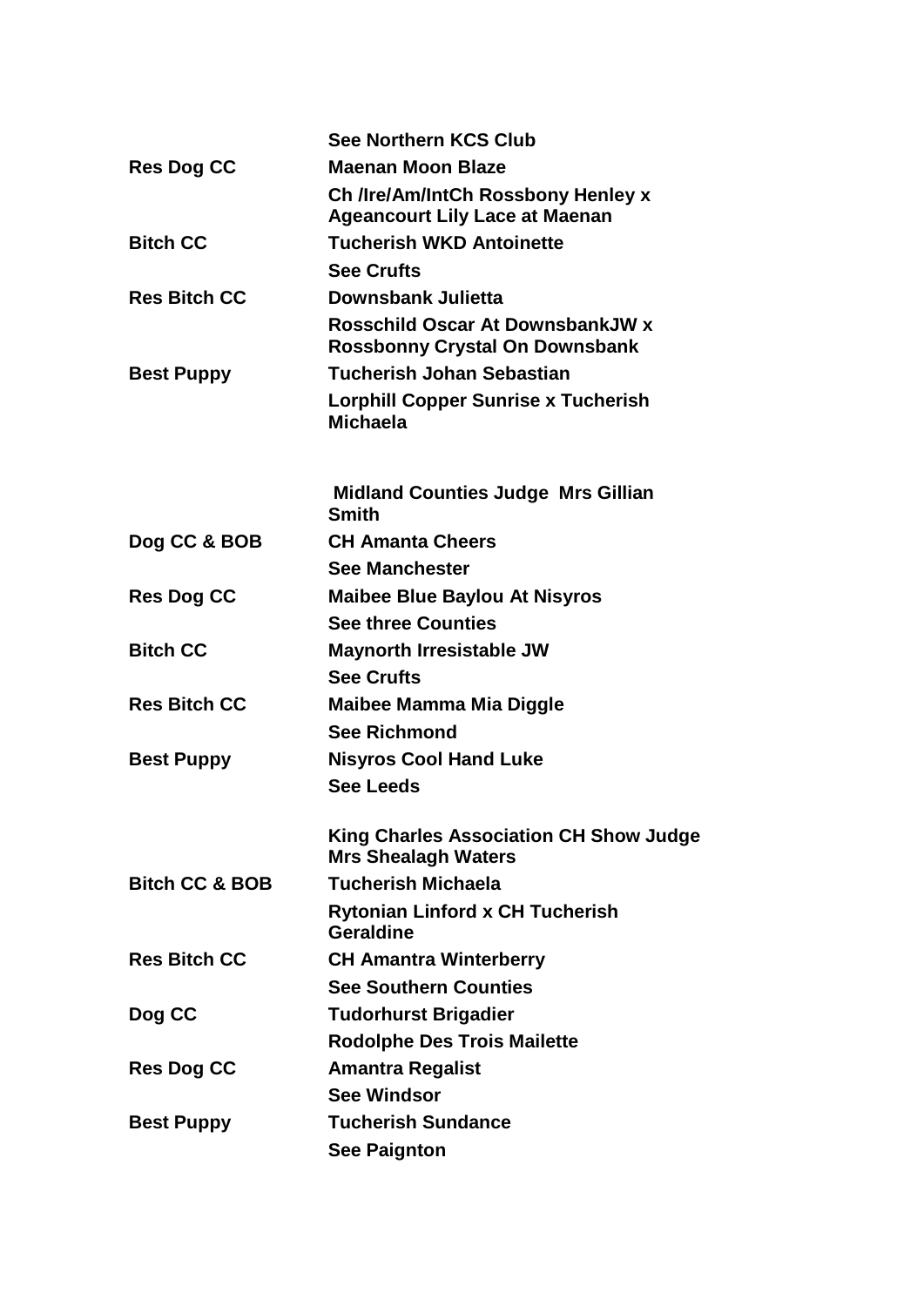| | |
|---|---|
| | **See Northern KCS Club** |
| **Res Dog CC** | **Maenan Moon Blaze** |
| | **Ch /Ire/Am/IntCh Rossbony Henley x Ageancourt Lily Lace at Maenan** |
| **Bitch CC** | **Tucherish WKD Antoinette** |
| | **See Crufts** |
| **Res Bitch CC** | **Downsbank Julietta** |
| | **Rosschild Oscar At DownsbankJW x Rossbonny Crystal On Downsbank** |
| **Best Puppy** | **Tucherish Johan Sebastian** |
| | **Lorphill Copper Sunrise x Tucherish Michaela** |

**Midland Counties Judge Mrs Gillian Smith**

| | |
|---|---|
| **Dog CC & BOB** | **CH Amanta Cheers** |
| | **See Manchester** |
| **Res Dog CC** | **Maibee Blue Baylou At Nisyros** |
| | **See three Counties** |
| **Bitch CC** | **Maynorth Irresistable JW** |
| | **See Crufts** |
| **Res Bitch CC** | **Maibee Mamma Mia Diggle** |
| | **See Richmond** |
| **Best Puppy** | **Nisyros Cool Hand Luke** |
| | **See Leeds** |

**King Charles Association CH Show Judge Mrs Shealagh Waters**

| | |
|---|---|
| **Bitch CC & BOB** | **Tucherish Michaela** |
| | **Rytonian Linford x CH Tucherish Geraldine** |
| **Res Bitch CC** | **CH Amantra Winterberry** |
| | **See Southern Counties** |
| **Dog CC** | **Tudorhurst Brigadier** |
| | **Rodolphe Des Trois Mailette** |
| **Res Dog CC** | **Amantra Regalist** |
| | **See Windsor** |
| **Best Puppy** | **Tucherish Sundance** |
| | **See Paignton** |